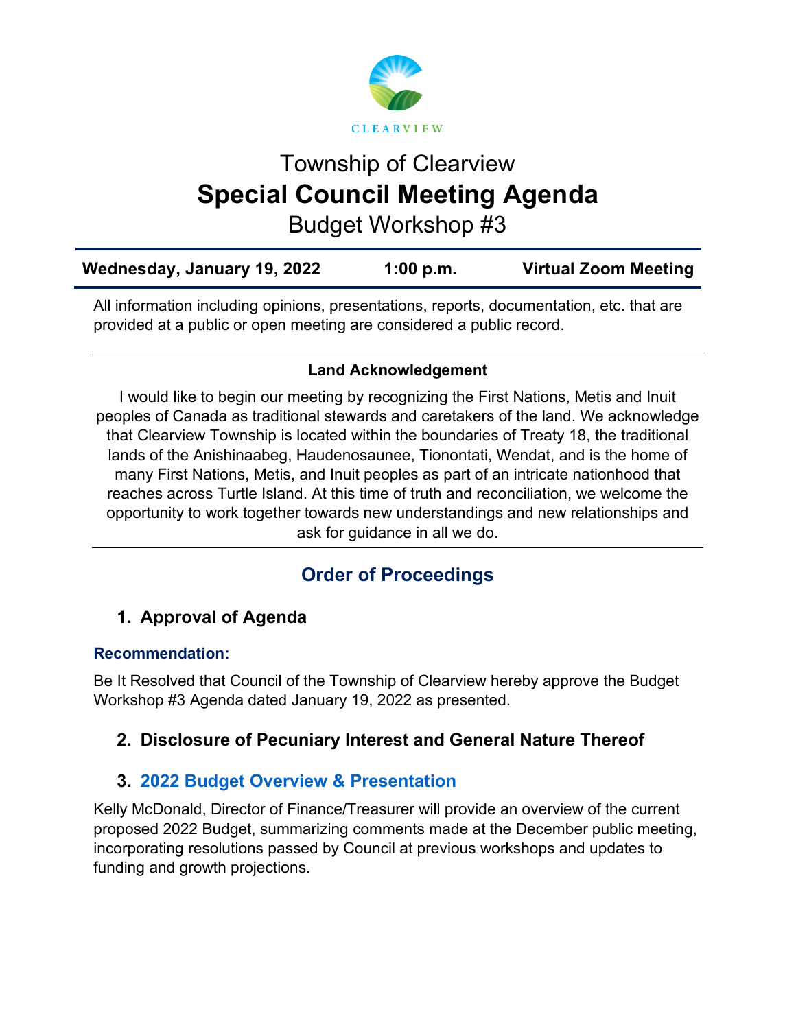CLEARVIEW

# Township of Clearview
# Special Council Meeting Agenda
## Budget Workshop #3

| Wednesday, January 19, 2022 | 1:00 p.m. | Virtual Zoom Meeting |
|---|---|---|

All information including opinions, presentations, reports, documentation, etc. that are provided at a public or open meeting are considered a public record.

**Land Acknowledgement**

I would like to begin our meeting by recognizing the First Nations, Metis and Inuit peoples of Canada as traditional stewards and caretakers of the land. We acknowledge that Clearview Township is located within the boundaries of Treaty 18, the traditional lands of the Anishinaabeg, Haudenosaunee, Tionontati, Wendat, and is the home of many First Nations, Metis, and Inuit peoples as part of an intricate nationhood that reaches across Turtle Island. At this time of truth and reconciliation, we welcome the opportunity to work together towards new understandings and new relationships and ask for guidance in all we do.

## Order of Proceedings

### 1. Approval of Agenda

**Recommendation:**

Be It Resolved that Council of the Township of Clearview hereby approve the Budget Workshop #3 Agenda dated January 19, 2022 as presented.

### 2. Disclosure of Pecuniary Interest and General Nature Thereof

### 3. 2022 Budget Overview & Presentation

Kelly McDonald, Director of Finance/Treasurer will provide an overview of the current proposed 2022 Budget, summarizing comments made at the December public meeting, incorporating resolutions passed by Council at previous workshops and updates to funding and growth projections.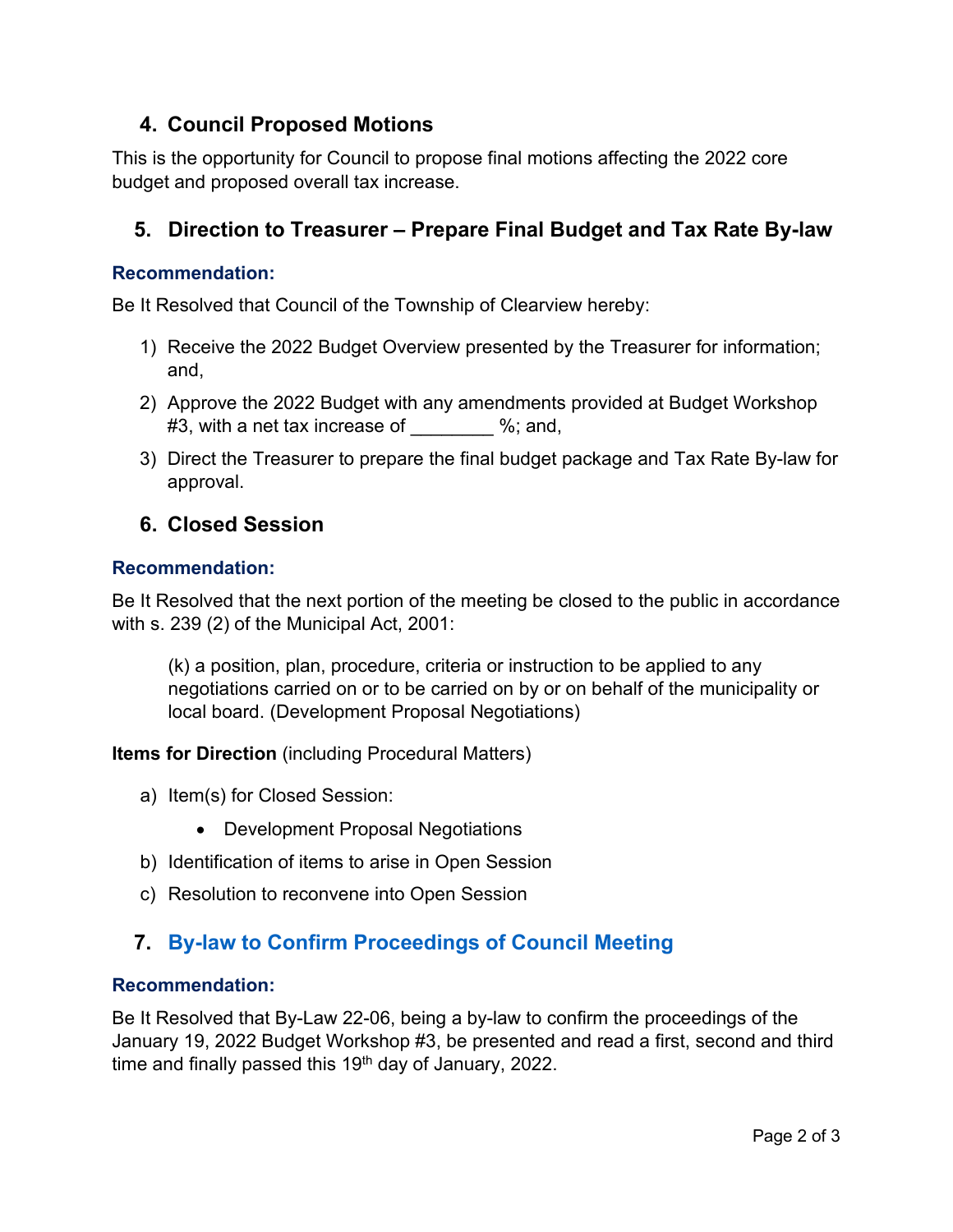## 4. Council Proposed Motions

This is the opportunity for Council to propose final motions affecting the 2022 core budget and proposed overall tax increase.

## 5. Direction to Treasurer – Prepare Final Budget and Tax Rate By-law

**Recommendation:**

Be It Resolved that Council of the Township of Clearview hereby:

1) Receive the 2022 Budget Overview presented by the Treasurer for information; and,
2) Approve the 2022 Budget with any amendments provided at Budget Workshop #3, with a net tax increase of ________ %; and,
3) Direct the Treasurer to prepare the final budget package and Tax Rate By-law for approval.

## 6. Closed Session

**Recommendation:**

Be It Resolved that the next portion of the meeting be closed to the public in accordance with s. 239 (2) of the Municipal Act, 2001:

> (k) a position, plan, procedure, criteria or instruction to be applied to any negotiations carried on or to be carried on by or on behalf of the municipality or local board. (Development Proposal Negotiations)

**Items for Direction** (including Procedural Matters)

a) Item(s) for Closed Session:
   - Development Proposal Negotiations
b) Identification of items to arise in Open Session
c) Resolution to reconvene into Open Session

## 7. By-law to Confirm Proceedings of Council Meeting

**Recommendation:**

Be It Resolved that By-Law 22-06, being a by-law to confirm the proceedings of the January 19, 2022 Budget Workshop #3, be presented and read a first, second and third time and finally passed this 19th day of January, 2022.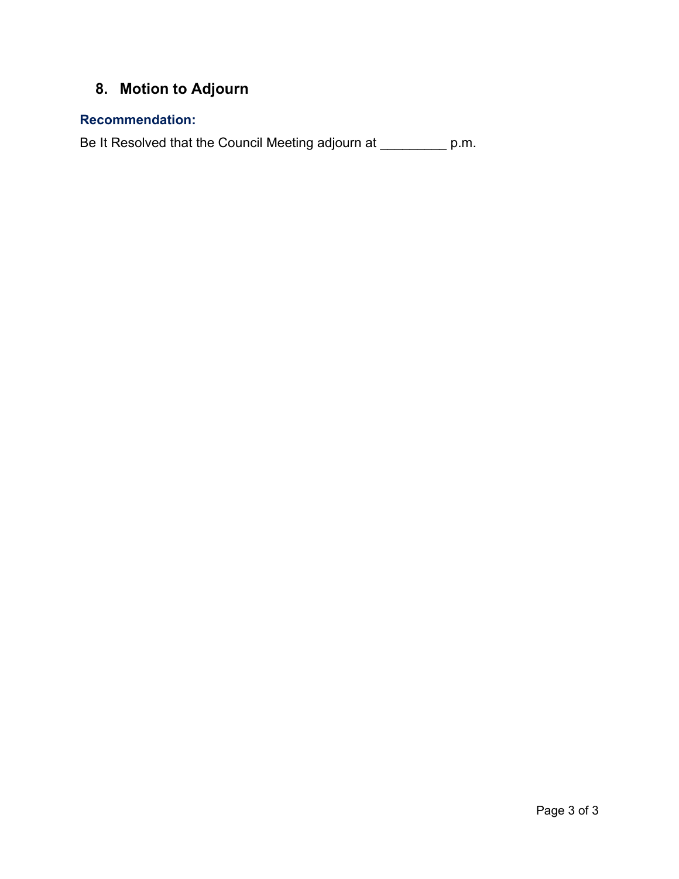## 8. Motion to Adjourn

**Recommendation:**

Be It Resolved that the Council Meeting adjourn at _________ p.m.